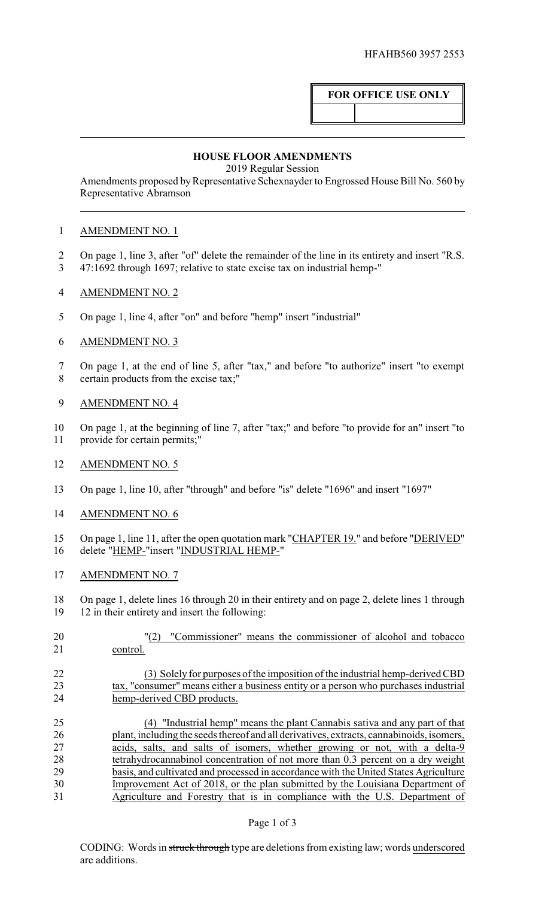HFAHB560 3957 2553

**FOR OFFICE USE ONLY**

## HOUSE FLOOR AMENDMENTS

2019 Regular Session

Amendments proposed by Representative Schexnayder to Engrossed House Bill No. 560 by Representative Abramson

AMENDMENT NO. 1

On page 1, line 3, after "of" delete the remainder of the line in its entirety and insert "R.S. 47:1692 through 1697; relative to state excise tax on industrial hemp-"

AMENDMENT NO. 2

On page 1, line 4, after "on" and before "hemp" insert "industrial"

AMENDMENT NO. 3

On page 1, at the end of line 5, after "tax," and before "to authorize" insert "to exempt certain products from the excise tax;"

AMENDMENT NO. 4

On page 1, at the beginning of line 7, after "tax;" and before "to provide for an" insert "to provide for certain permits;"

AMENDMENT NO. 5

On page 1, line 10, after "through" and before "is" delete "1696" and insert "1697"

AMENDMENT NO. 6

On page 1, line 11, after the open quotation mark "CHAPTER 19." and before "DERIVED" delete "HEMP-"insert "INDUSTRIAL HEMP-"

AMENDMENT NO. 7

On page 1, delete lines 16 through 20 in their entirety and on page 2, delete lines 1 through 12 in their entirety and insert the following:

"(2) "Commissioner" means the commissioner of alcohol and tobacco control.

(3) Solely for purposes of the imposition of the industrial hemp-derived CBD tax, "consumer" means either a business entity or a person who purchases industrial hemp-derived CBD products.

(4) "Industrial hemp" means the plant Cannabis sativa and any part of that plant, including the seeds thereof and all derivatives, extracts, cannabinoids, isomers, acids, salts, and salts of isomers, whether growing or not, with a delta-9 tetrahydrocannabinol concentration of not more than 0.3 percent on a dry weight basis, and cultivated and processed in accordance with the United States Agriculture Improvement Act of 2018, or the plan submitted by the Louisiana Department of Agriculture and Forestry that is in compliance with the U.S. Department of

CODING: Words in ~~struck through~~ type are deletions from existing law; words underscored are additions.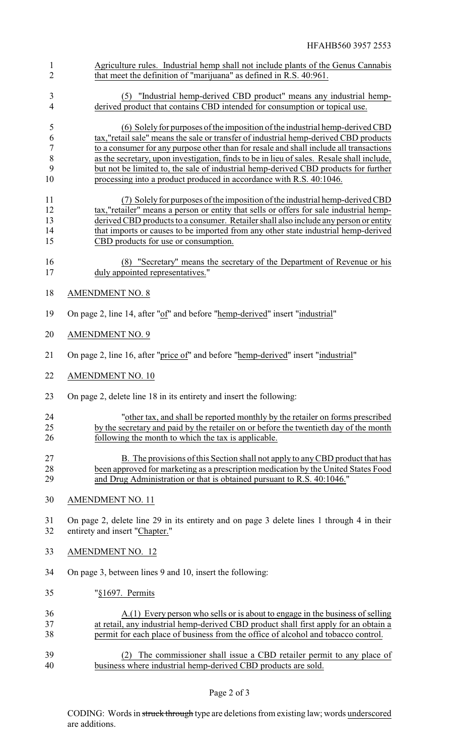Agriculture rules. Industrial hemp shall not include plants of the Genus Cannabis that meet the definition of "marijuana" as defined in R.S. 40:961.

(5) "Industrial hemp-derived CBD product" means any industrial hemp-derived product that contains CBD intended for consumption or topical use.

(6) Solely for purposes of the imposition of the industrial hemp-derived CBD tax,"retail sale" means the sale or transfer of industrial hemp-derived CBD products to a consumer for any purpose other than for resale and shall include all transactions as the secretary, upon investigation, finds to be in lieu of sales. Resale shall include, but not be limited to, the sale of industrial hemp-derived CBD products for further processing into a product produced in accordance with R.S. 40:1046.

(7) Solely for purposes of the imposition of the industrial hemp-derived CBD tax,"retailer" means a person or entity that sells or offers for sale industrial hemp-derived CBD products to a consumer. Retailer shall also include any person or entity that imports or causes to be imported from any other state industrial hemp-derived CBD products for use or consumption.

(8) "Secretary" means the secretary of the Department of Revenue or his duly appointed representatives."

AMENDMENT NO. 8

On page 2, line 14, after "of" and before "hemp-derived" insert "industrial"

AMENDMENT NO. 9

On page 2, line 16, after "price of" and before "hemp-derived" insert "industrial"

AMENDMENT NO. 10

On page 2, delete line 18 in its entirety and insert the following:

"other tax, and shall be reported monthly by the retailer on forms prescribed by the secretary and paid by the retailer on or before the twentieth day of the month following the month to which the tax is applicable.

B. The provisions of this Section shall not apply to any CBD product that has been approved for marketing as a prescription medication by the United States Food and Drug Administration or that is obtained pursuant to R.S. 40:1046."

AMENDMENT NO. 11

On page 2, delete line 29 in its entirety and on page 3 delete lines 1 through 4 in their entirety and insert "Chapter."

AMENDMENT NO. 12

On page 3, between lines 9 and 10, insert the following:

"§1697. Permits

A.(1) Every person who sells or is about to engage in the business of selling at retail, any industrial hemp-derived CBD product shall first apply for an obtain a permit for each place of business from the office of alcohol and tobacco control.

(2) The commissioner shall issue a CBD retailer permit to any place of business where industrial hemp-derived CBD products are sold.

CODING: Words in ~~struck through~~ type are deletions from existing law; words underscored are additions.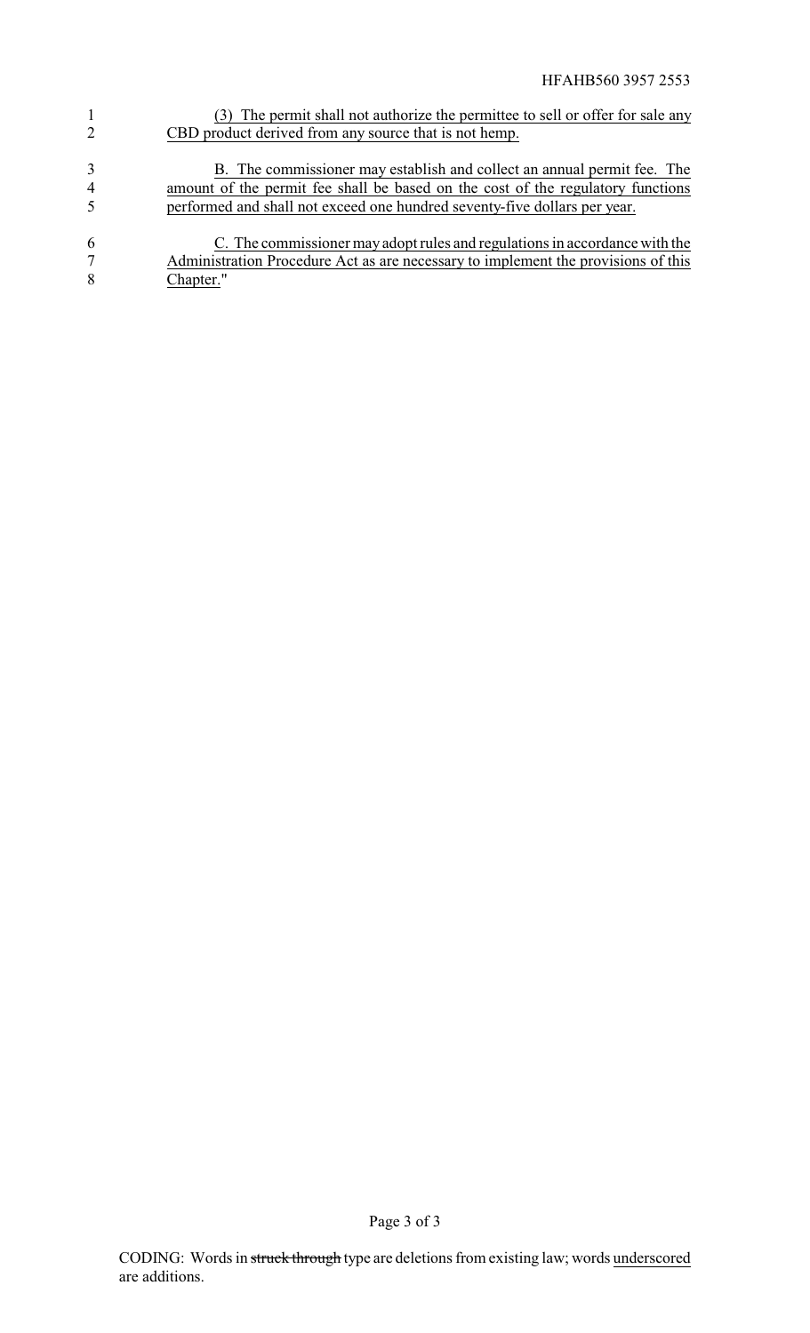(3) The permit shall not authorize the permittee to sell or offer for sale any CBD product derived from any source that is not hemp.

B. The commissioner may establish and collect an annual permit fee. The amount of the permit fee shall be based on the cost of the regulatory functions performed and shall not exceed one hundred seventy-five dollars per year.

C. The commissioner may adopt rules and regulations in accordance with the Administration Procedure Act as are necessary to implement the provisions of this Chapter."

CODING: Words in struck through type are deletions from existing law; words underscored are additions.